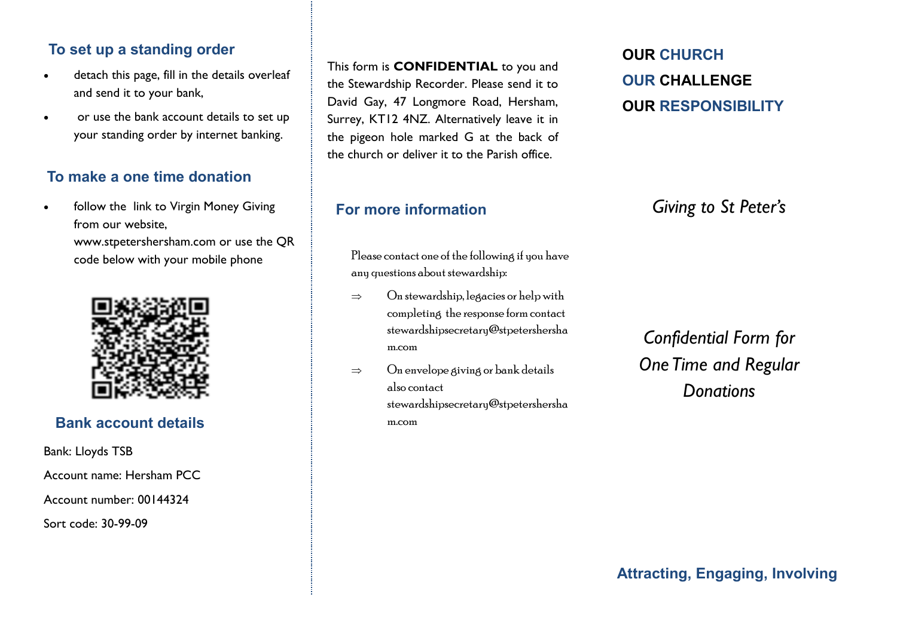## To set up a standing order

- detach this page, fill in the details overleaf and send it to your bank,
- or use the bank account details to set up your standing order by internet banking.

## To make a one time donation

- follow the link to Virgin Money Giving from our website, www.stpetershersham.com or use the QR code below with your mobile phone

## Bank account details

Bank: Lloyds TSB

Account name: Hersham PCC

Account number: 00144324

Sort code: 30-99-09

This form is **CONFIDENTIAL** to you and the Stewardship Recorder. Please send it to David Gay, 47 Longmore Road, Hersham, Surrey, KT12 4NZ. Alternatively leave it in the pigeon hole marked G at the back of the church or deliver it to the Parish office.

## For more information

Please contact one of the following if you have any questions about stewardship:

⇒ On stewardship, legacies or help with completing the response form contact stewardshipsecretary@stpetershersham.com

⇒ On envelope giving or bank details also contact stewardshipsecretary@stpetershersham.com

**OUR CHURCH**
**OUR CHALLENGE**
**OUR RESPONSIBILITY**

*Giving to St Peter's*

*Confidential Form for One Time and Regular Donations*

**Attracting, Engaging, Involving**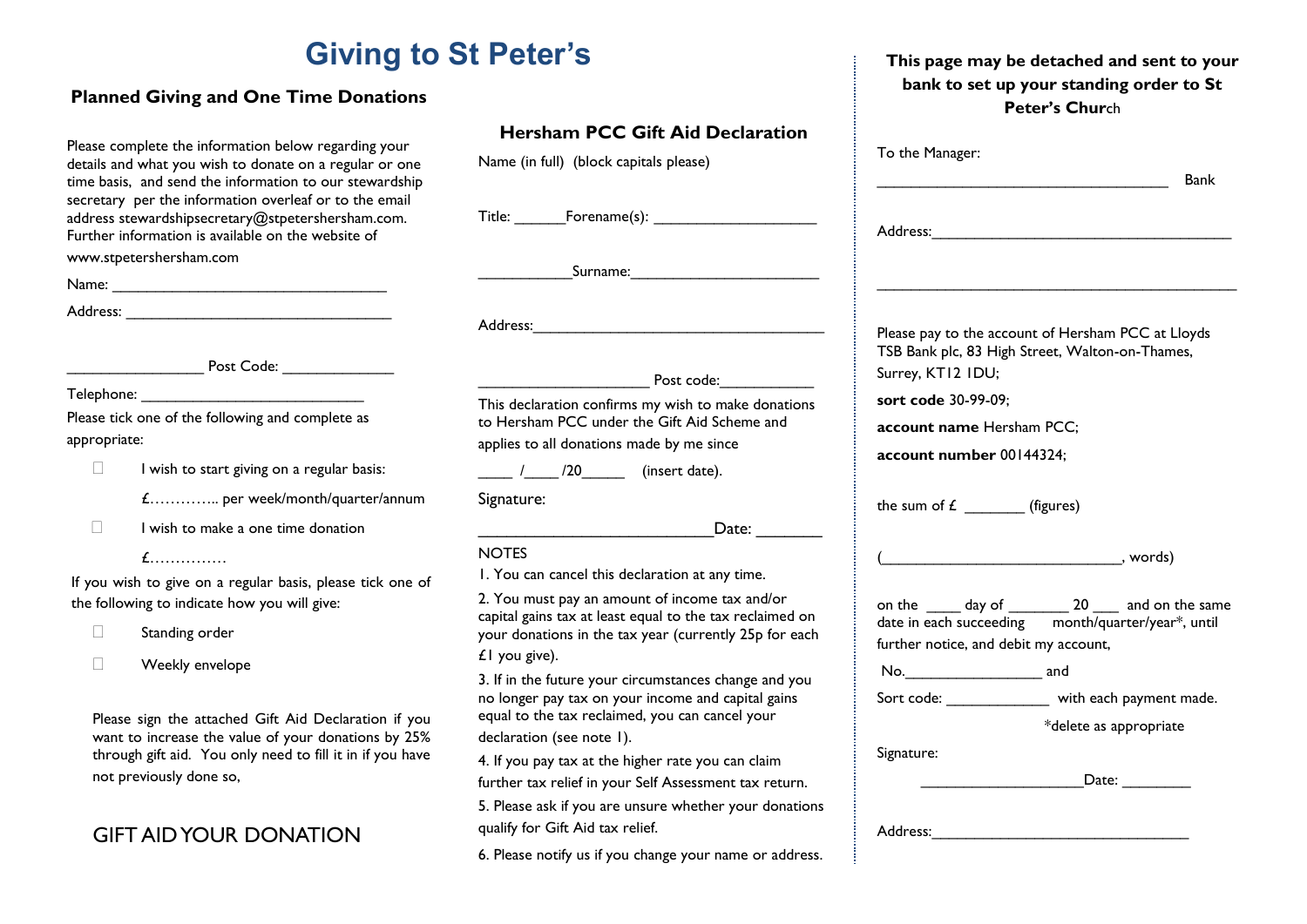# Giving to St Peter's

## Planned Giving and One Time Donations

Please complete the information below regarding your details and what you wish to donate on a regular or one time basis, and send the information to our stewardship secretary per the information overleaf or to the email address stewardshipsecretary@stpetershersham.com. Further information is available on the website of www.stpetershersham.com

Name: ________________________________

Address: ________________________________

________________ Post Code: _____________

Telephone: ___________________________

Please tick one of the following and complete as appropriate:

☐ I wish to start giving on a regular basis:

£………….. per week/month/quarter/annum

☐ I wish to make a one time donation

£……………

If you wish to give on a regular basis, please tick one of the following to indicate how you will give:

☐ Standing order

☐ Weekly envelope

Please sign the attached Gift Aid Declaration if you want to increase the value of your donations by 25% through gift aid. You only need to fill it in if you have not previously done so,

GIFT AID YOUR DONATION

## Hersham PCC Gift Aid Declaration

Name (in full) (block capitals please)

Title: ______Forename(s): ___________________

___________Surname:______________________

Address:____________________________________

____________________ Post code:___________

This declaration confirms my wish to make donations to Hersham PCC under the Gift Aid Scheme and applies to all donations made by me since

____ /____ /20_____ (insert date).

Signature:

___________________________Date: ________

NOTES

1. You can cancel this declaration at any time.
2. You must pay an amount of income tax and/or capital gains tax at least equal to the tax reclaimed on your donations in the tax year (currently 25p for each £1 you give).
3. If in the future your circumstances change and you no longer pay tax on your income and capital gains equal to the tax reclaimed, you can cancel your declaration (see note 1).
4. If you pay tax at the higher rate you can claim further tax relief in your Self Assessment tax return.
5. Please ask if you are unsure whether your donations qualify for Gift Aid tax relief.
6. Please notify us if you change your name or address.

**This page may be detached and sent to your bank to set up your standing order to St Peter's Church**

To the Manager:

___________________________________ Bank

Address:___________________________________

_____________________________________________

Please pay to the account of Hersham PCC at Lloyds TSB Bank plc, 83 High Street, Walton-on-Thames, Surrey, KT12 1DU;

**sort code** 30-99-09;

**account name** Hersham PCC;

**account number** 00144324;

the sum of £ _______ (figures)

(_____________________________, words)

on the ____ day of _______ 20 ___ and on the same date in each succeeding month/quarter/year*, until further notice, and debit my account,

No._________________ and

Sort code: _____________ with each payment made.

*delete as appropriate

Signature:

___________________Date: ________

Address:_______________________________